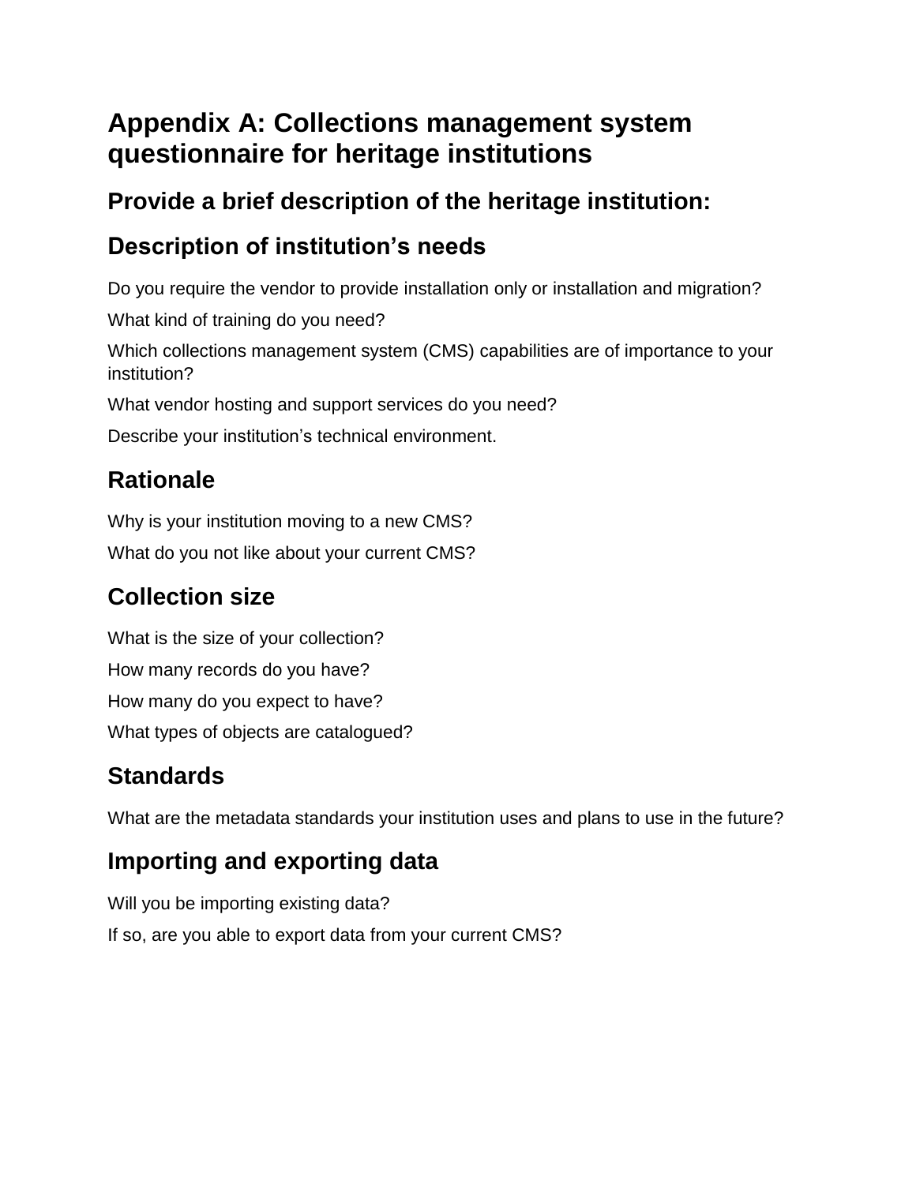# Appendix A: Collections management system questionnaire for heritage institutions

## Provide a brief description of the heritage institution:

## Description of institution's needs

Do you require the vendor to provide installation only or installation and migration?

What kind of training do you need?

Which collections management system (CMS) capabilities are of importance to your institution?

What vendor hosting and support services do you need?

Describe your institution's technical environment.

## Rationale

Why is your institution moving to a new CMS?

What do you not like about your current CMS?

## Collection size

What is the size of your collection?

How many records do you have?

How many do you expect to have?

What types of objects are catalogued?

## Standards

What are the metadata standards your institution uses and plans to use in the future?

## Importing and exporting data

Will you be importing existing data?

If so, are you able to export data from your current CMS?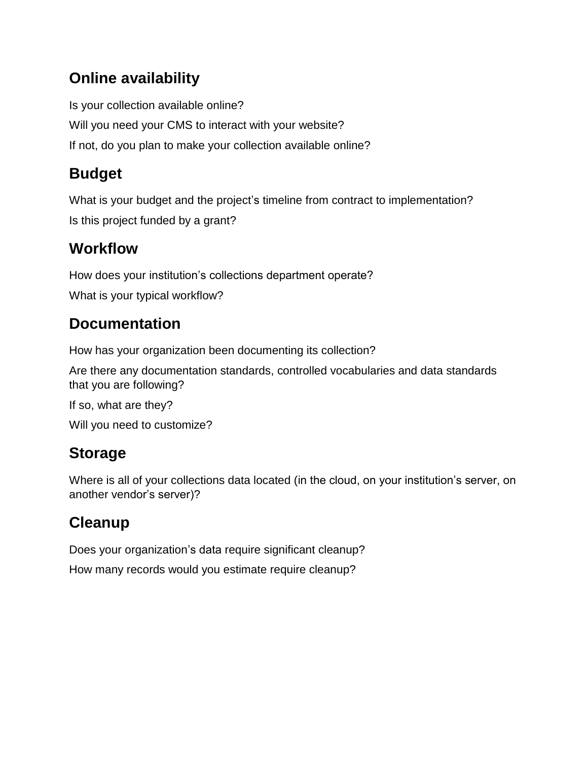## Online availability

Is your collection available online?

Will you need your CMS to interact with your website?

If not, do you plan to make your collection available online?

## Budget

What is your budget and the project's timeline from contract to implementation?

Is this project funded by a grant?

## Workflow

How does your institution's collections department operate?

What is your typical workflow?

## Documentation

How has your organization been documenting its collection?

Are there any documentation standards, controlled vocabularies and data standards that you are following?

If so, what are they?

Will you need to customize?

## Storage

Where is all of your collections data located (in the cloud, on your institution's server, on another vendor's server)?

## Cleanup

Does your organization's data require significant cleanup?

How many records would you estimate require cleanup?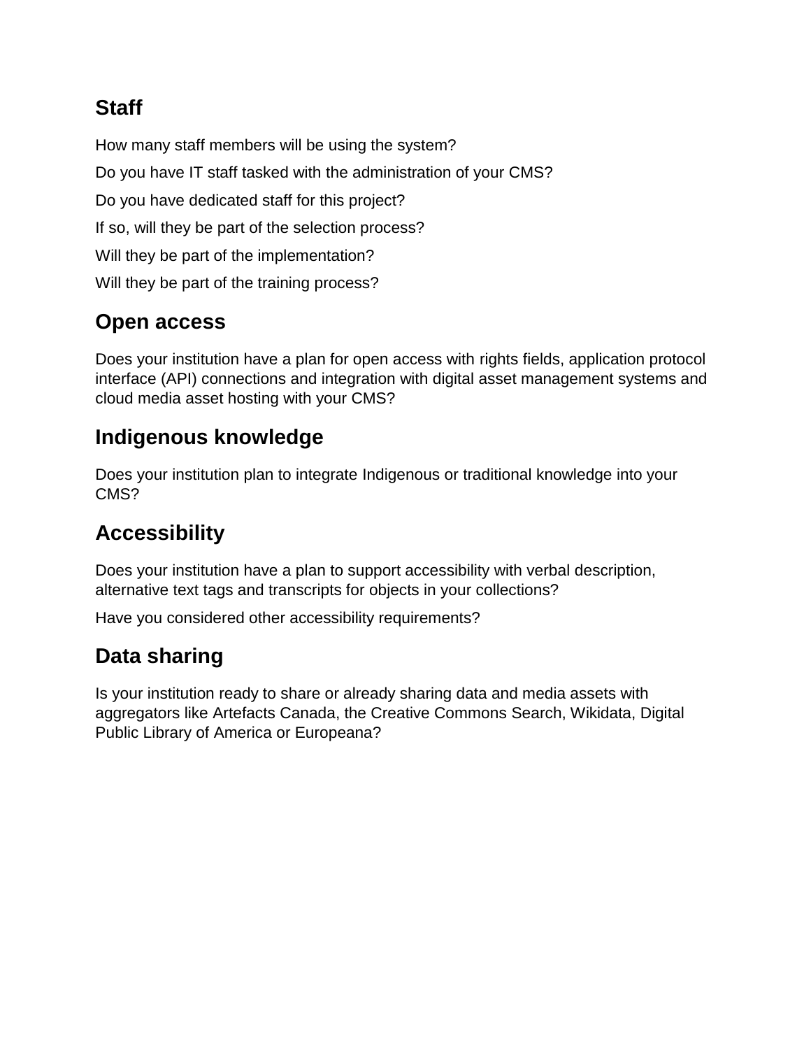## Staff

How many staff members will be using the system?

Do you have IT staff tasked with the administration of your CMS?

Do you have dedicated staff for this project?

If so, will they be part of the selection process?

Will they be part of the implementation?

Will they be part of the training process?

## Open access

Does your institution have a plan for open access with rights fields, application protocol interface (API) connections and integration with digital asset management systems and cloud media asset hosting with your CMS?

## Indigenous knowledge

Does your institution plan to integrate Indigenous or traditional knowledge into your CMS?

## Accessibility

Does your institution have a plan to support accessibility with verbal description, alternative text tags and transcripts for objects in your collections?

Have you considered other accessibility requirements?

## Data sharing

Is your institution ready to share or already sharing data and media assets with aggregators like Artefacts Canada, the Creative Commons Search, Wikidata, Digital Public Library of America or Europeana?